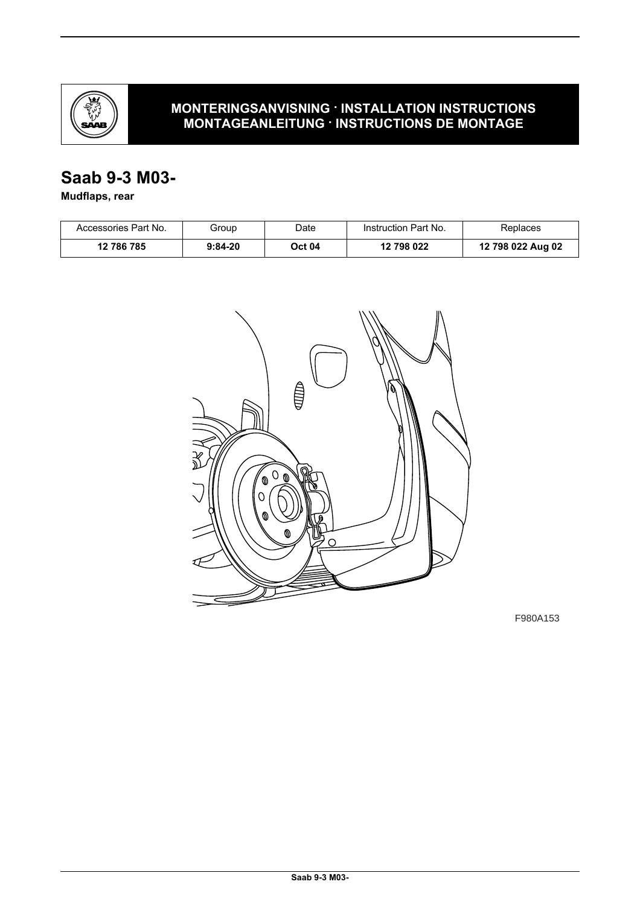**MONTERINGSANVISNING · INSTALLATION INSTRUCTIONS**
**MONTAGEANLEITUNG · INSTRUCTIONS DE MONTAGE**

# Saab 9-3 M03-

**Mudflaps, rear**

| Accessories Part No. | Group | Date | Instruction Part No. | Replaces |
|---|---|---|---|---|
| **12 786 785** | **9:84-20** | **Oct 04** | **12 798 022** | **12 798 022 Aug 02** |

F980A153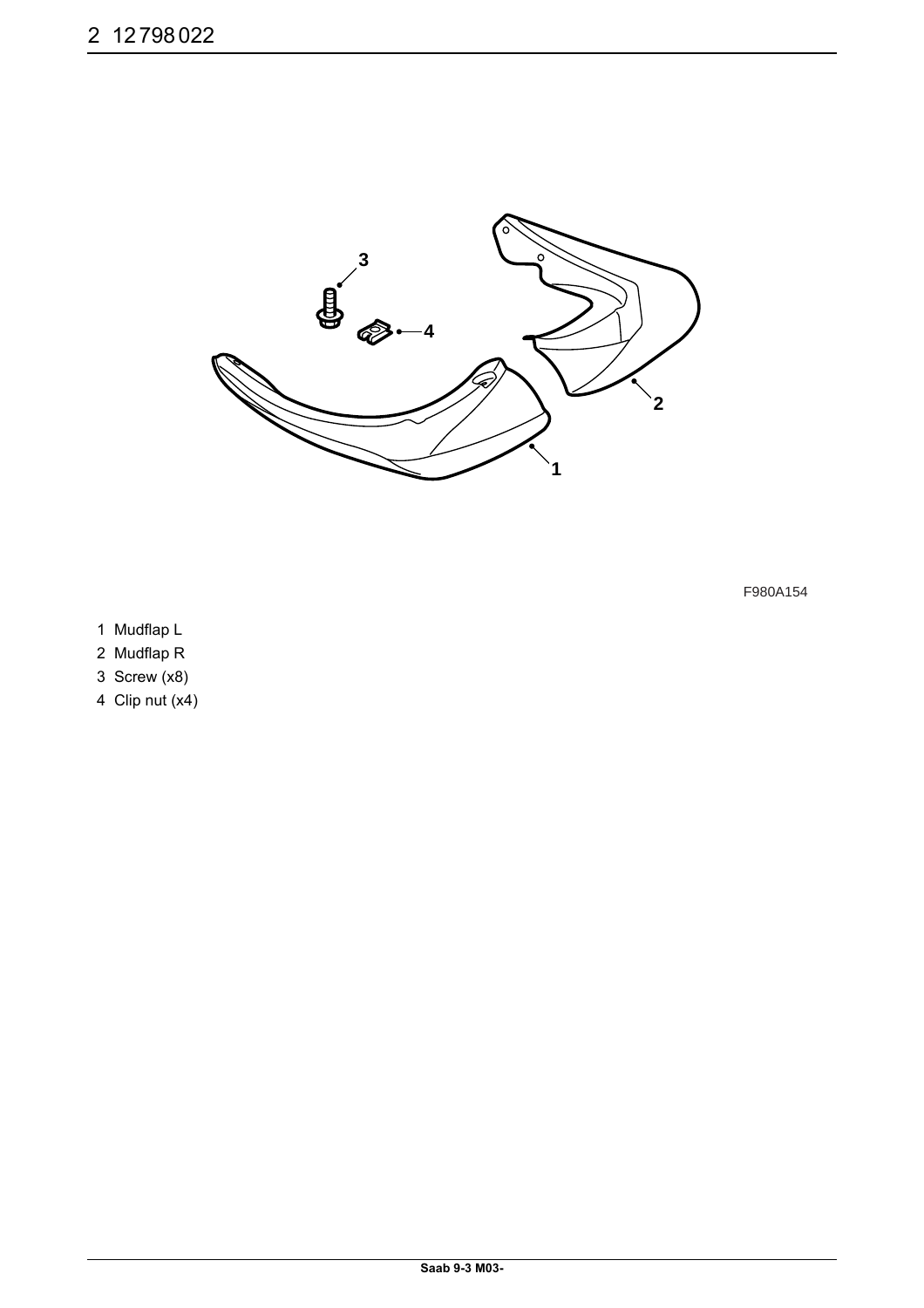F980A154

1 Mudflap L
2 Mudflap R
3 Screw (x8)
4 Clip nut (x4)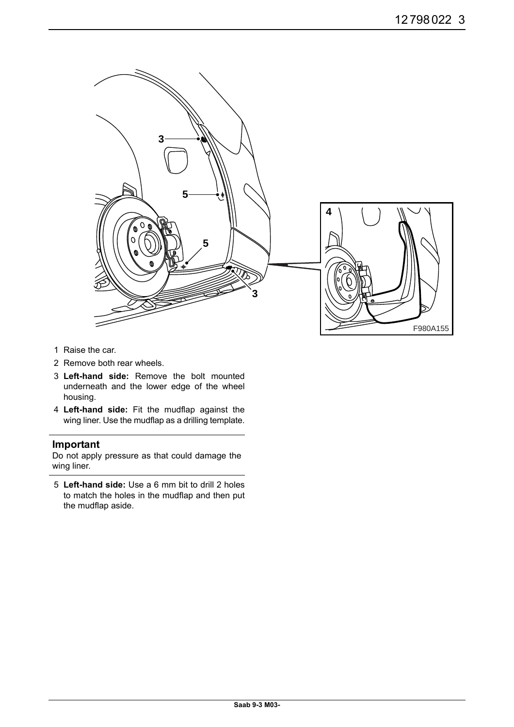1. Raise the car.
2. Remove both rear wheels.
3. **Left-hand side:** Remove the bolt mounted underneath and the lower edge of the wheel housing.
4. **Left-hand side:** Fit the mudflap against the wing liner. Use the mudflap as a drilling template.

### Important

Do not apply pressure as that could damage the wing liner.

5. **Left-hand side:** Use a 6 mm bit to drill 2 holes to match the holes in the mudflap and then put the mudflap aside.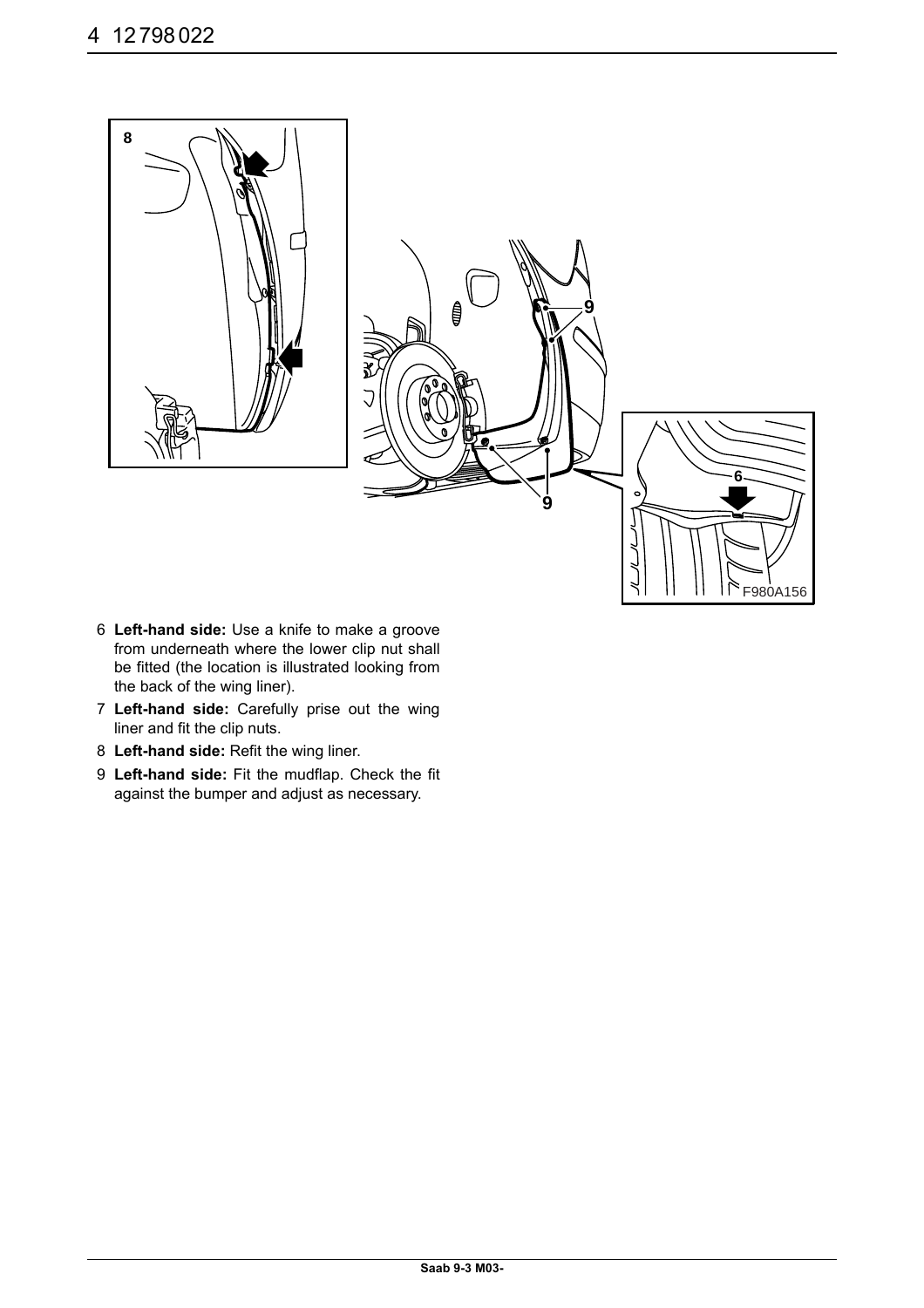6 **Left-hand side:** Use a knife to make a groove from underneath where the lower clip nut shall be fitted (the location is illustrated looking from the back of the wing liner).

7 **Left-hand side:** Carefully prise out the wing liner and fit the clip nuts.

8 **Left-hand side:** Refit the wing liner.

9 **Left-hand side:** Fit the mudflap. Check the fit against the bumper and adjust as necessary.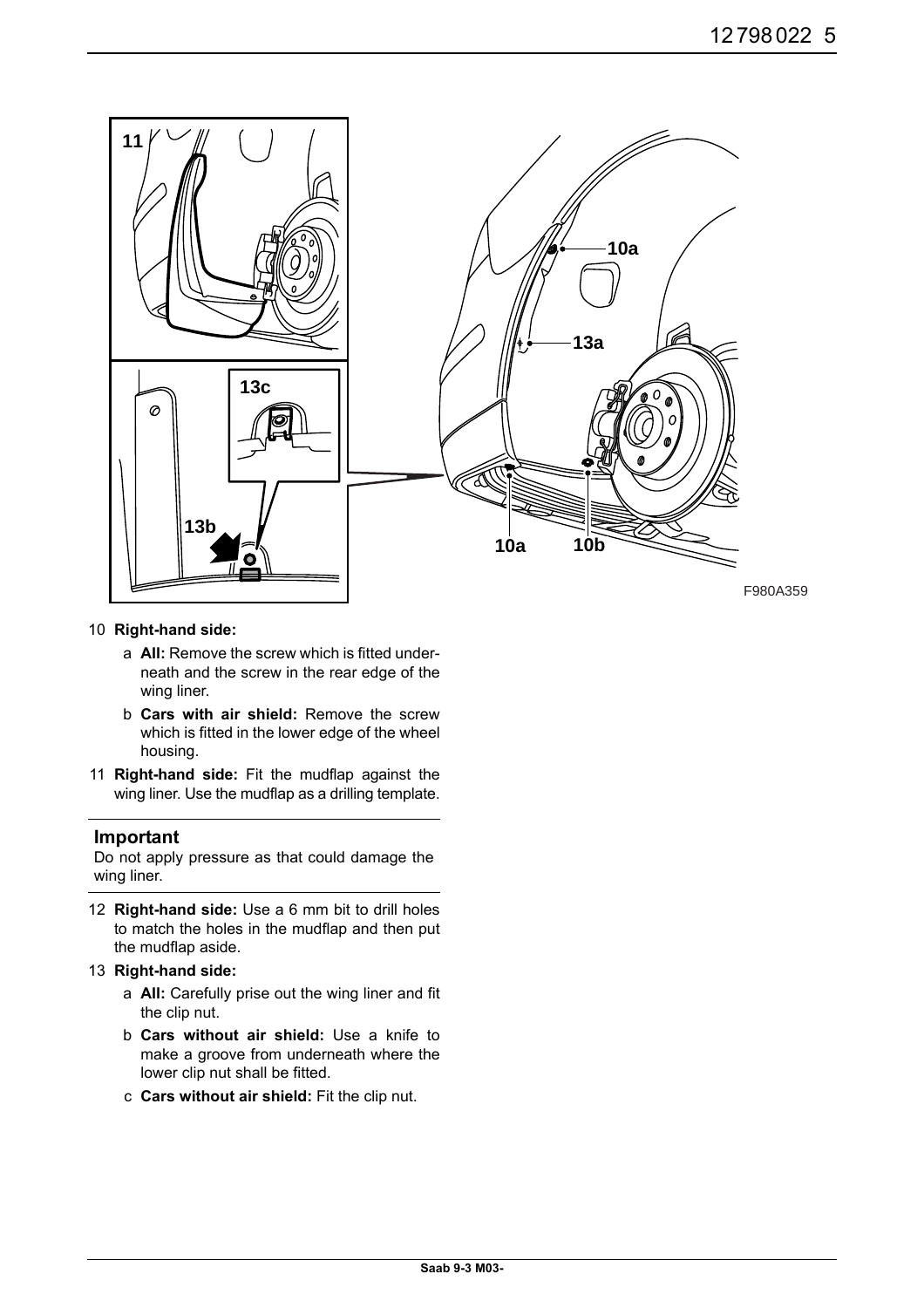10 **Right-hand side:**

a **All:** Remove the screw which is fitted underneath and the screw in the rear edge of the wing liner.

b **Cars with air shield:** Remove the screw which is fitted in the lower edge of the wheel housing.

11 **Right-hand side:** Fit the mudflap against the wing liner. Use the mudflap as a drilling template.

## Important

Do not apply pressure as that could damage the wing liner.

12 **Right-hand side:** Use a 6 mm bit to drill holes to match the holes in the mudflap and then put the mudflap aside.

13 **Right-hand side:**

a **All:** Carefully prise out the wing liner and fit the clip nut.

b **Cars without air shield:** Use a knife to make a groove from underneath where the lower clip nut shall be fitted.

c **Cars without air shield:** Fit the clip nut.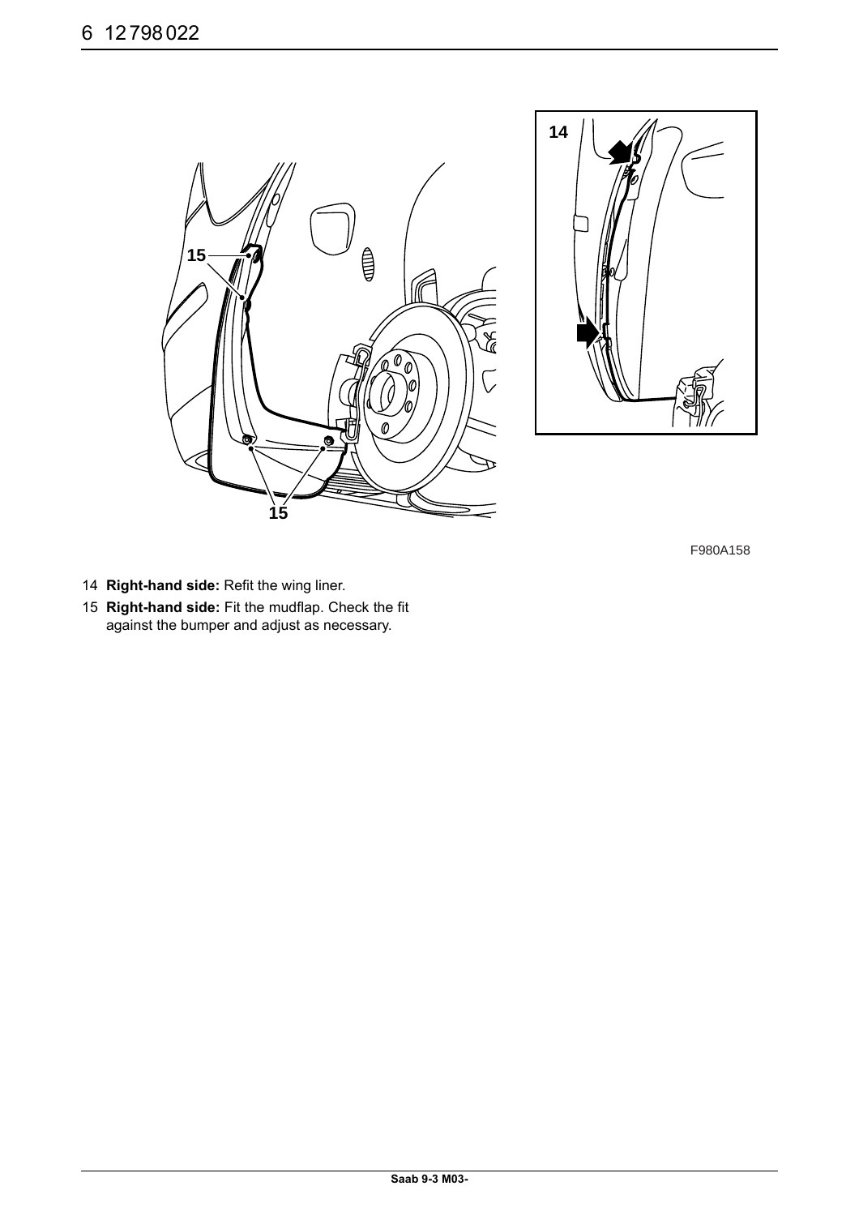F980A158

14 **Right-hand side:** Refit the wing liner.

15 **Right-hand side:** Fit the mudflap. Check the fit against the bumper and adjust as necessary.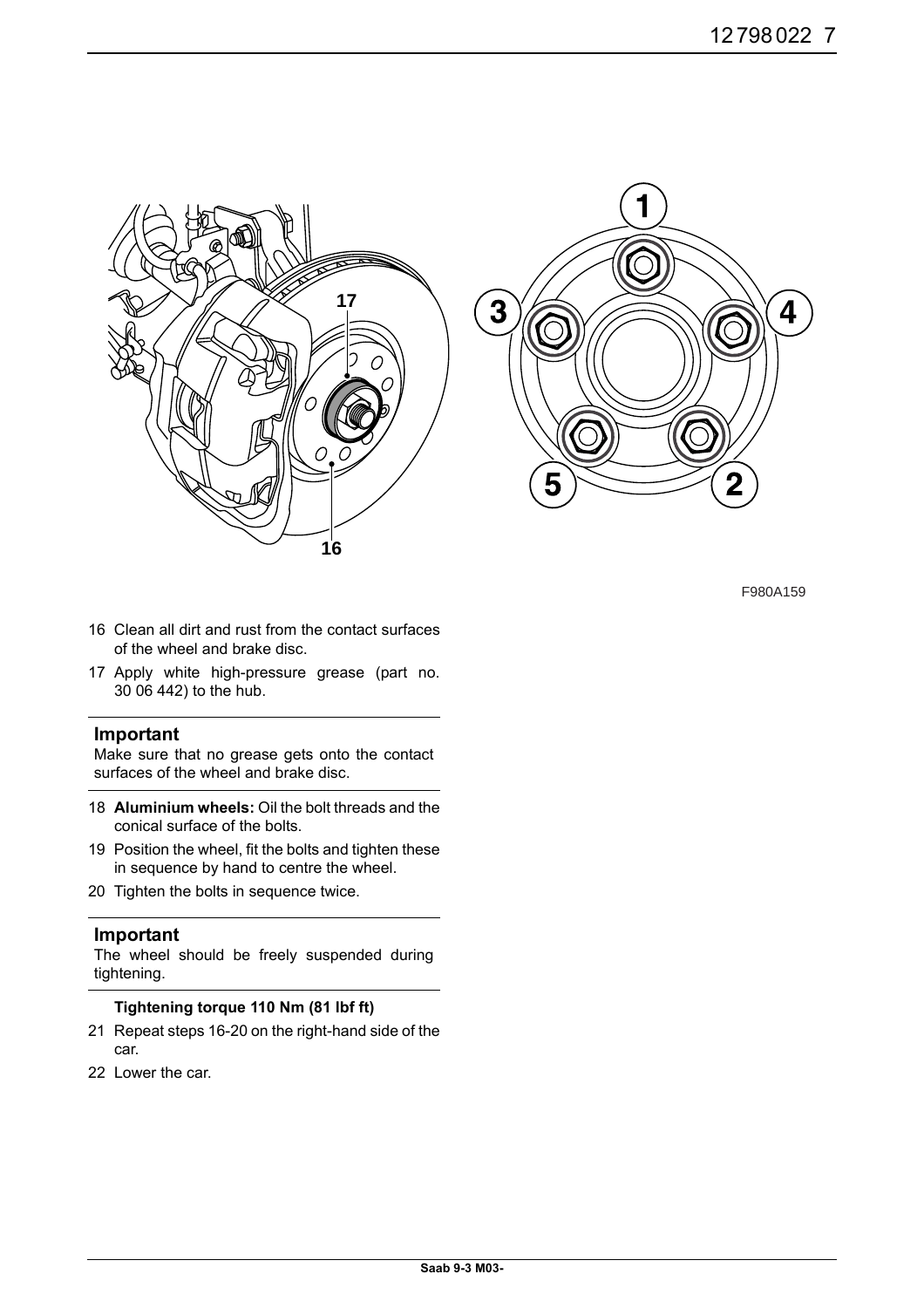F980A159

16 Clean all dirt and rust from the contact surfaces of the wheel and brake disc.

17 Apply white high-pressure grease (part no. 30 06 442) to the hub.

### Important

Make sure that no grease gets onto the contact surfaces of the wheel and brake disc.

18 **Aluminium wheels:** Oil the bolt threads and the conical surface of the bolts.

19 Position the wheel, fit the bolts and tighten these in sequence by hand to centre the wheel.

20 Tighten the bolts in sequence twice.

### Important

The wheel should be freely suspended during tightening.

**Tightening torque 110 Nm (81 lbf ft)**

21 Repeat steps 16-20 on the right-hand side of the car.

22 Lower the car.